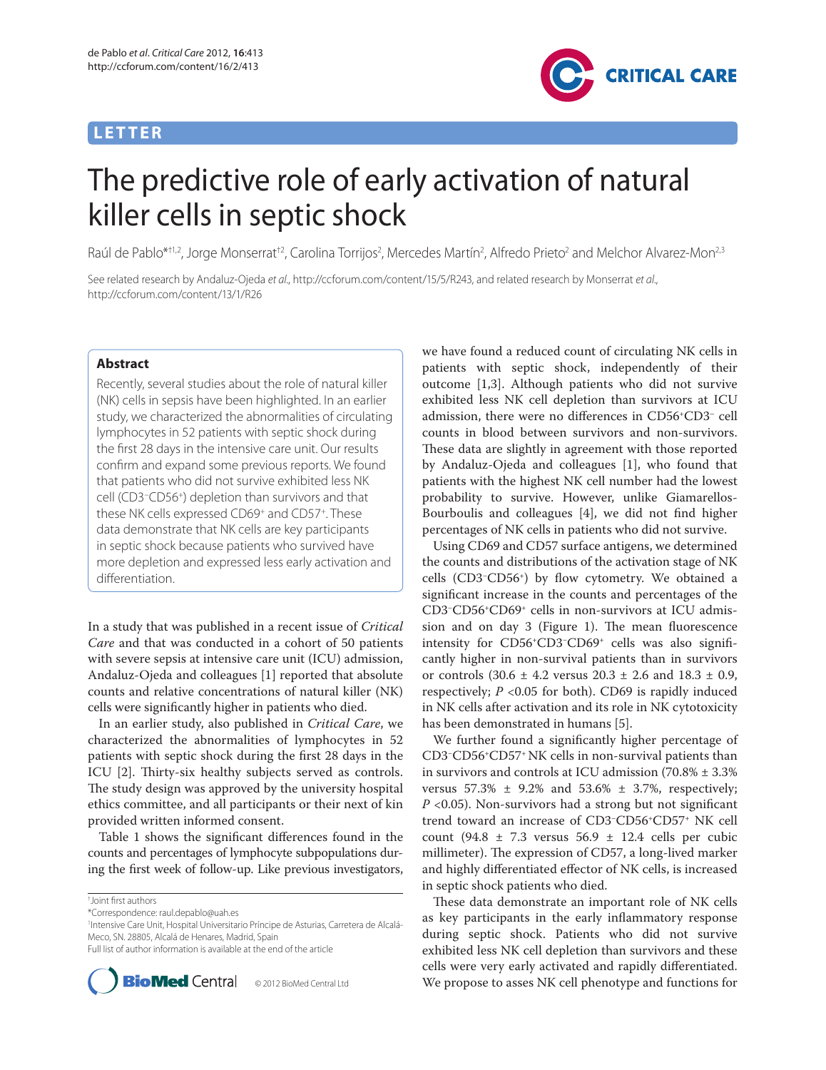LETTER

# The predictive role of early activation of natural killer cells in septic shock

Raúl de Pablo*[†1,2], Jorge Monserrat[†2], Carolina Torrijos[2], Mercedes Martín[2], Alfredo Prieto[2] and Melchor Alvarez-Mon[2,3]

See related research by Andaluz-Ojeda *et al*., http://ccforum.com/content/15/5/R243, and related research by Monserrat *et al*., http://ccforum.com/content/13/1/R26

## Abstract

Recently, several studies about the role of natural killer (NK) cells in sepsis have been highlighted. In an earlier study, we characterized the abnormalities of circulating lymphocytes in 52 patients with septic shock during the first 28 days in the intensive care unit. Our results confirm and expand some previous reports. We found that patients who did not survive exhibited less NK cell ($CD3^-CD56^+$) depletion than survivors and that these NK cells expressed $CD69^+$ and $CD57^+$. These data demonstrate that NK cells are key participants in septic shock because patients who survived have more depletion and expressed less early activation and differentiation.

In a study that was published in a recent issue of *Critical Care* and that was conducted in a cohort of 50 patients with severe sepsis at intensive care unit (ICU) admission, Andaluz-Ojeda and colleagues [1] reported that absolute counts and relative concentrations of natural killer (NK) cells were significantly higher in patients who died.

In an earlier study, also published in *Critical Care*, we characterized the abnormalities of lymphocytes in 52 patients with septic shock during the first 28 days in the ICU [2]. Thirty-six healthy subjects served as controls. The study design was approved by the university hospital ethics committee, and all participants or their next of kin provided written informed consent.

Table 1 shows the significant differences found in the counts and percentages of lymphocyte subpopulations during the first week of follow-up. Like previous investigators, we have found a reduced count of circulating NK cells in patients with septic shock, independently of their outcome [1,3]. Although patients who did not survive exhibited less NK cell depletion than survivors at ICU admission, there were no differences in $CD56^+CD3^-$ cell counts in blood between survivors and non-survivors. These data are slightly in agreement with those reported by Andaluz-Ojeda and colleagues [1], who found that patients with the highest NK cell number had the lowest probability to survive. However, unlike Giamarellos-Bourboulis and colleagues [4], we did not find higher percentages of NK cells in patients who did not survive.

Using CD69 and CD57 surface antigens, we determined the counts and distributions of the activation stage of NK cells ($CD3^-CD56^+$) by flow cytometry. We obtained a significant increase in the counts and percentages of the $CD3^-CD56^+CD69^+$ cells in non-survivors at ICU admission and on day 3 (Figure 1). The mean fluorescence intensity for $CD56^+CD3^-CD69^+$ cells was also significantly higher in non-survival patients than in survivors or controls (30.6 ± 4.2 versus 20.3 ± 2.6 and 18.3 ± 0.9, respectively; $P < 0.05$ for both). CD69 is rapidly induced in NK cells after activation and its role in NK cytotoxicity has been demonstrated in humans [5].

We further found a significantly higher percentage of $CD3^-CD56^+CD57^+$ NK cells in non-survival patients than in survivors and controls at ICU admission (70.8% ± 3.3% versus 57.3% ± 9.2% and 53.6% ± 3.7%, respectively; $P < 0.05$). Non-survivors had a strong but not significant trend toward an increase of $CD3^-CD56^+CD57^+$ NK cell count (94.8 ± 7.3 versus 56.9 ± 12.4 cells per cubic millimeter). The expression of CD57, a long-lived marker and highly differentiated effector of NK cells, is increased in septic shock patients who died.

These data demonstrate an important role of NK cells as key participants in the early inflammatory response during septic shock. Patients who did not survive exhibited less NK cell depletion than survivors and these cells were very early activated and rapidly differentiated. We propose to asses NK cell phenotype and functions for

†Joint first authors

*Correspondence: raul.depablo@uah.es

[1]Intensive Care Unit, Hospital Universitario Príncipe de Asturias, Carretera de Alcalá-Meco, SN. 28805, Alcalá de Henares, Madrid, Spain

Full list of author information is available at the end of the article

© 2012 BioMed Central Ltd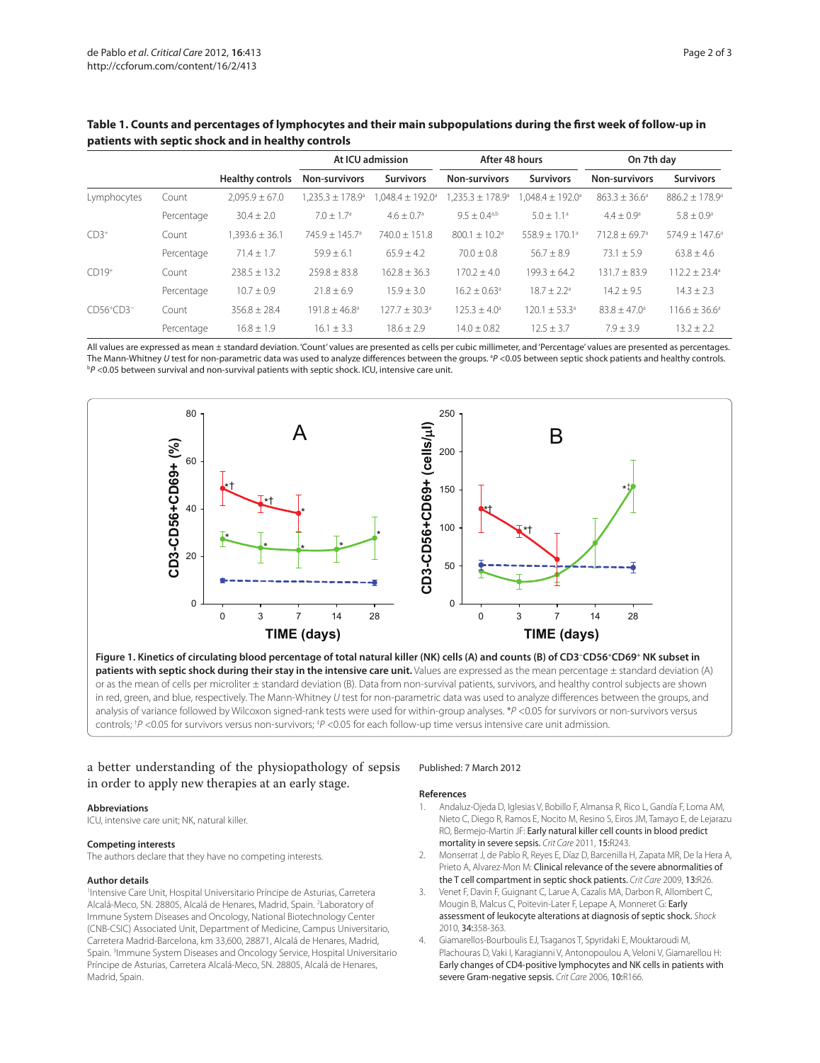**Table 1. Counts and percentages of lymphocytes and their main subpopulations during the first week of follow-up in patients with septic shock and in healthy controls**

| | | | At ICU admission | | After 48 hours | | On 7th day | |
|---|---|---|---|---|---|---|---|---|
| | | Healthy controls | Non-survivors | Survivors | Non-survivors | Survivors | Non-survivors | Survivors |
| Lymphocytes | Count | 2,095.9 ± 67.0 | 1,235.3 ± 178.9[a] | 1,048.4 ± 192.0[a] | 1,235.3 ± 178.9[a] | 1,048.4 ± 192.0[a] | 863.3 ± 36.6[a] | 886.2 ± 178.9[a] |
| | Percentage | 30.4 ± 2.0 | 7.0 ± 1.7[a] | 4.6 ± 0.7[a] | 9.5 ± 0.4[a,b] | 5.0 ± 1.1[a] | 4.4 ± 0.9[a] | 5.8 ± 0.9[a] |
| CD3⁺ | Count | 1,393.6 ± 36.1 | 745.9 ± 145.7[a] | 740.0 ± 151.8 | 800.1 ± 10.2[a] | 558.9 ± 170.1[a] | 712.8 ± 69.7[a] | 574.9 ± 147.6[a] |
| | Percentage | 71.4 ± 1.7 | 59.9 ± 6.1 | 65.9 ± 4.2 | 70.0 ± 0.8 | 56.7 ± 8.9 | 73.1 ± 5.9 | 63.8 ± 4.6 |
| CD19⁺ | Count | 238.5 ± 13.2 | 259.8 ± 83.8 | 162.8 ± 36.3 | 170.2 ± 4.0 | 199.3 ± 64.2 | 131.7 ± 83.9 | 112.2 ± 23.4[a] |
| | Percentage | 10.7 ± 0.9 | 21.8 ± 6.9 | 15.9 ± 3.0 | 16.2 ± 0.63[a] | 18.7 ± 2.2[a] | 14.2 ± 9.5 | 14.3 ± 2.3 |
| CD56⁺CD3⁻ | Count | 356.8 ± 28.4 | 191.8 ± 46.8[a] | 127.7 ± 30.3[a] | 125.3 ± 4.0[a] | 120.1 ± 53.3[a] | 83.8 ± 47.0[a] | 116.6 ± 36.6[a] |
| | Percentage | 16.8 ± 1.9 | 16.1 ± 3.3 | 18.6 ± 2.9 | 14.0 ± 0.82 | 12.5 ± 3.7 | 7.9 ± 3.9 | 13.2 ± 2.2 |

All values are expressed as mean ± standard deviation. 'Count' values are presented as cells per cubic millimeter, and 'Percentage' values are presented as percentages. The Mann-Whitney *U* test for non-parametric data was used to analyze differences between the groups. [a]*P* <0.05 between septic shock patients and healthy controls. [b]*P* <0.05 between survival and non-survival patients with septic shock. ICU, intensive care unit.

**Figure 1. Kinetics of circulating blood percentage of total natural killer (NK) cells (A) and counts (B) of CD3⁻CD56⁺CD69⁺ NK subset in patients with septic shock during their stay in the intensive care unit.** Values are expressed as the mean percentage ± standard deviation (A) or as the mean of cells per microliter ± standard deviation (B). Data from non-survival patients, survivors, and healthy control subjects are shown in red, green, and blue, respectively. The Mann-Whitney *U* test for non-parametric data was used to analyze differences between the groups, and analysis of variance followed by Wilcoxon signed-rank tests were used for within-group analyses. **P* <0.05 for survivors or non-survivors versus controls; †*P* <0.05 for survivors versus non-survivors; ‡*P* <0.05 for each follow-up time versus intensive care unit admission.

a better understanding of the physiopathology of sepsis in order to apply new therapies at an early stage.

### Abbreviations

ICU, intensive care unit; NK, natural killer.

### Competing interests

The authors declare that they have no competing interests.

### Author details

[1]Intensive Care Unit, Hospital Universitario Príncipe de Asturias, Carretera Alcalá-Meco, SN. 28805, Alcalá de Henares, Madrid, Spain. [2]Laboratory of Immune System Diseases and Oncology, National Biotechnology Center (CNB-CSIC) Associated Unit, Department of Medicine, Campus Universitario, Carretera Madrid-Barcelona, km 33,600, 28871, Alcalá de Henares, Madrid, Spain. [3]Immune System Diseases and Oncology Service, Hospital Universitario Príncipe de Asturias, Carretera Alcalá-Meco, SN. 28805, Alcalá de Henares, Madrid, Spain.

Published: 7 March 2012

### References

1. Andaluz-Ojeda D, Iglesias V, Bobillo F, Almansa R, Rico L, Gandía F, Loma AM, Nieto C, Diego R, Ramos E, Nocito M, Resino S, Eiros JM, Tamayo E, de Lejarazu RO, Bermejo-Martin JF: **Early natural killer cell counts in blood predict mortality in severe sepsis.** *Crit Care* 2011, **15**:R243.
2. Monserrat J, de Pablo R, Reyes E, Díaz D, Barcenilla H, Zapata MR, De la Hera A, Prieto A, Alvarez-Mon M: **Clinical relevance of the severe abnormalities of the T cell compartment in septic shock patients.** *Crit Care* 2009, **13**:R26.
3. Venet F, Davin F, Guignant C, Larue A, Cazalis MA, Darbon R, Allombert C, Mougin B, Malcus C, Poitevin-Later F, Lepape A, Monneret G: **Early assessment of leukocyte alterations at diagnosis of septic shock.** *Shock* 2010, **34**:358-363.
4. Giamarellos-Bourboulis EJ, Tsaganos T, Spyridaki E, Mouktaroudi M, Plachouras D, Vaki I, Karagianni V, Antonopoulou A, Veloni V, Giamarellou H: **Early changes of CD4-positive lymphocytes and NK cells in patients with severe Gram-negative sepsis.** *Crit Care* 2006, **10**:R166.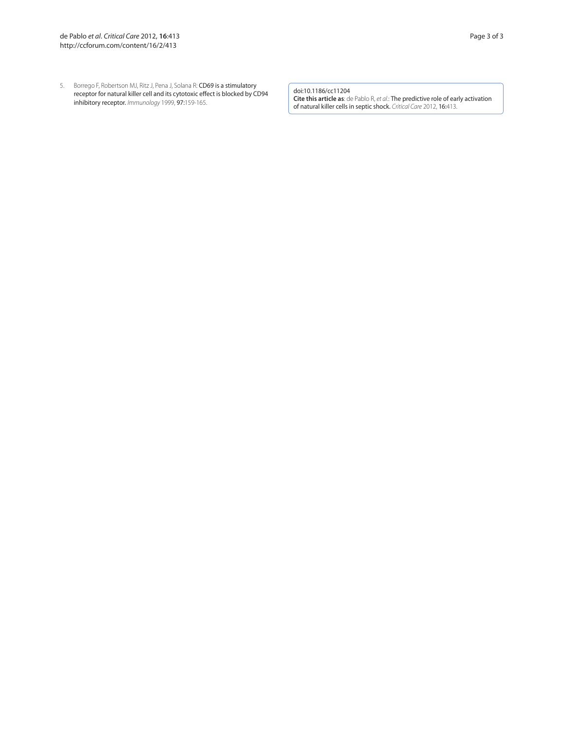5. Borrego F, Robertson MJ, Ritz J, Pena J, Solana R: **CD69 is a stimulatory receptor for natural killer cell and its cytotoxic effect is blocked by CD94 inhibitory receptor.** *Immunology* 1999, **97:**159-165.

doi:10.1186/cc11204
**Cite this article as**: de Pablo R, *et al.*: The predictive role of early activation of natural killer cells in septic shock. *Critical Care* 2012, **16:**413.